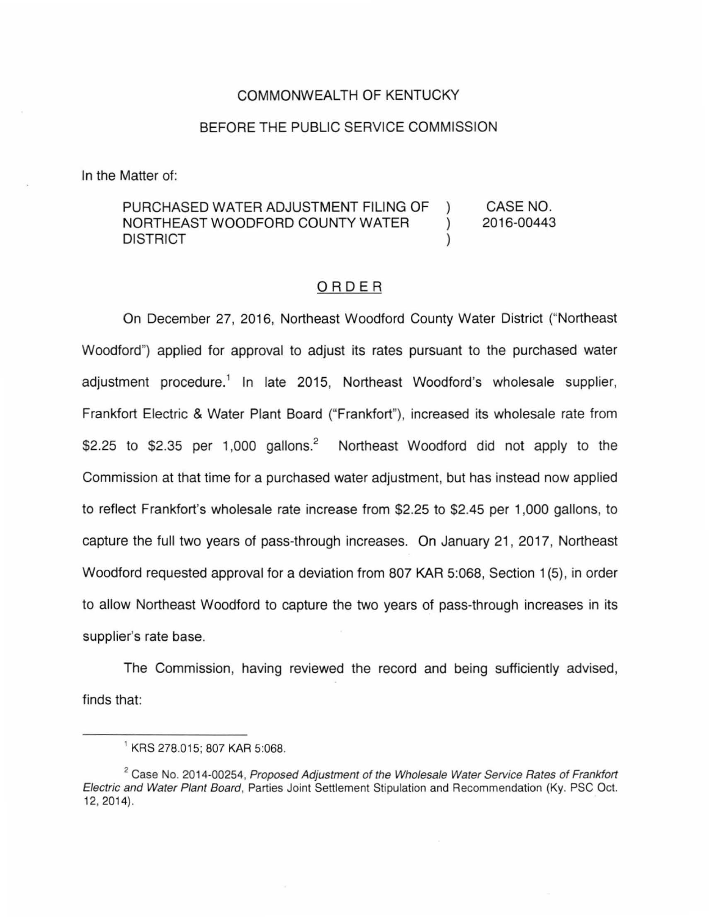COMMONWEALTH OF KENTUCKY

BEFORE THE PUBLIC SERVICE COMMISSION

In the Matter of:

| | | |
|---|---|---|
| PURCHASED WATER ADJUSTMENT FILING OF NORTHEAST WOODFORD COUNTY WATER DISTRICT | ) ) ) | CASE NO. 2016-00443 |

## ORDER

On December 27, 2016, Northeast Woodford County Water District ("Northeast Woodford") applied for approval to adjust its rates pursuant to the purchased water adjustment procedure.[1] In late 2015, Northeast Woodford's wholesale supplier, Frankfort Electric & Water Plant Board ("Frankfort"), increased its wholesale rate from $2.25 to $2.35 per 1,000 gallons.[2] Northeast Woodford did not apply to the Commission at that time for a purchased water adjustment, but has instead now applied to reflect Frankfort's wholesale rate increase from $2.25 to $2.45 per 1,000 gallons, to capture the full two years of pass-through increases. On January 21, 2017, Northeast Woodford requested approval for a deviation from 807 KAR 5:068, Section 1(5), in order to allow Northeast Woodford to capture the two years of pass-through increases in its supplier's rate base.

The Commission, having reviewed the record and being sufficiently advised, finds that:

---

[1] KRS 278.015; 807 KAR 5:068.

[2] Case No. 2014-00254, *Proposed Adjustment of the Wholesale Water Service Rates of Frankfort Electric and Water Plant Board*, Parties Joint Settlement Stipulation and Recommendation (Ky. PSC Oct. 12, 2014).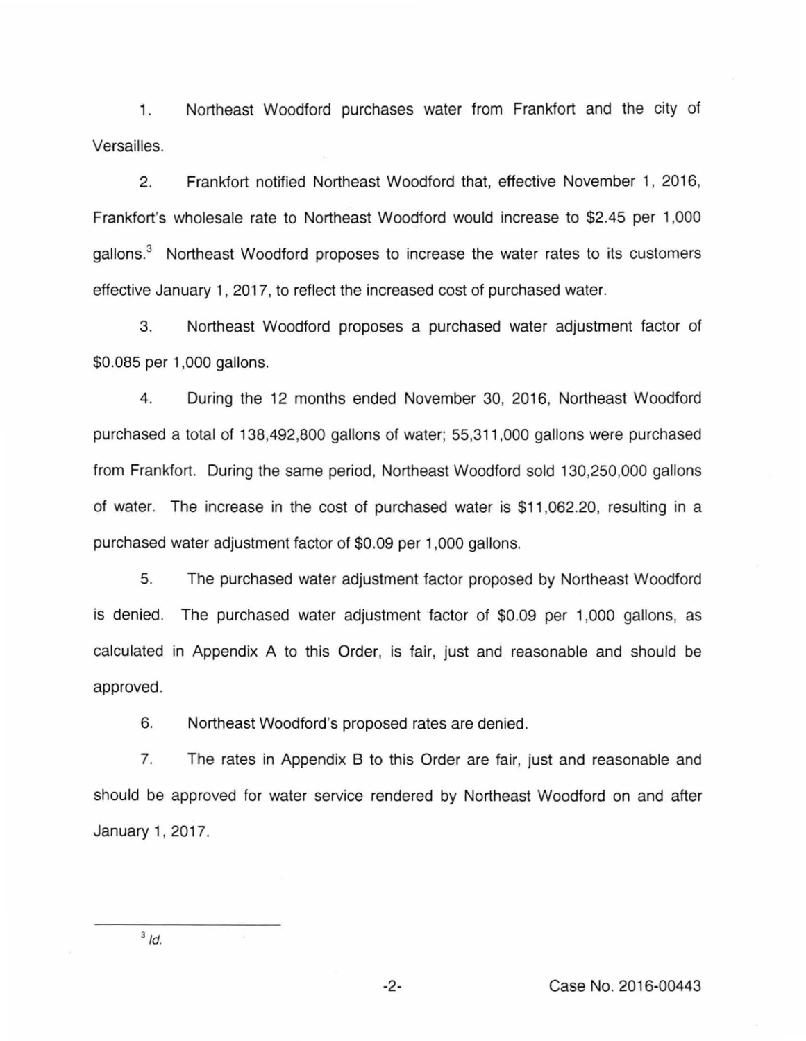1. Northeast Woodford purchases water from Frankfort and the city of Versailles.

2. Frankfort notified Northeast Woodford that, effective November 1, 2016, Frankfort's wholesale rate to Northeast Woodford would increase to $2.45 per 1,000 gallons.[3] Northeast Woodford proposes to increase the water rates to its customers effective January 1, 2017, to reflect the increased cost of purchased water.

3. Northeast Woodford proposes a purchased water adjustment factor of $0.085 per 1,000 gallons.

4. During the 12 months ended November 30, 2016, Northeast Woodford purchased a total of 138,492,800 gallons of water; 55,311,000 gallons were purchased from Frankfort. During the same period, Northeast Woodford sold 130,250,000 gallons of water. The increase in the cost of purchased water is $11,062.20, resulting in a purchased water adjustment factor of $0.09 per 1,000 gallons.

5. The purchased water adjustment factor proposed by Northeast Woodford is denied. The purchased water adjustment factor of $0.09 per 1,000 gallons, as calculated in Appendix A to this Order, is fair, just and reasonable and should be approved.

6. Northeast Woodford's proposed rates are denied.

7. The rates in Appendix B to this Order are fair, just and reasonable and should be approved for water service rendered by Northeast Woodford on and after January 1, 2017.

---

[3] *Id.*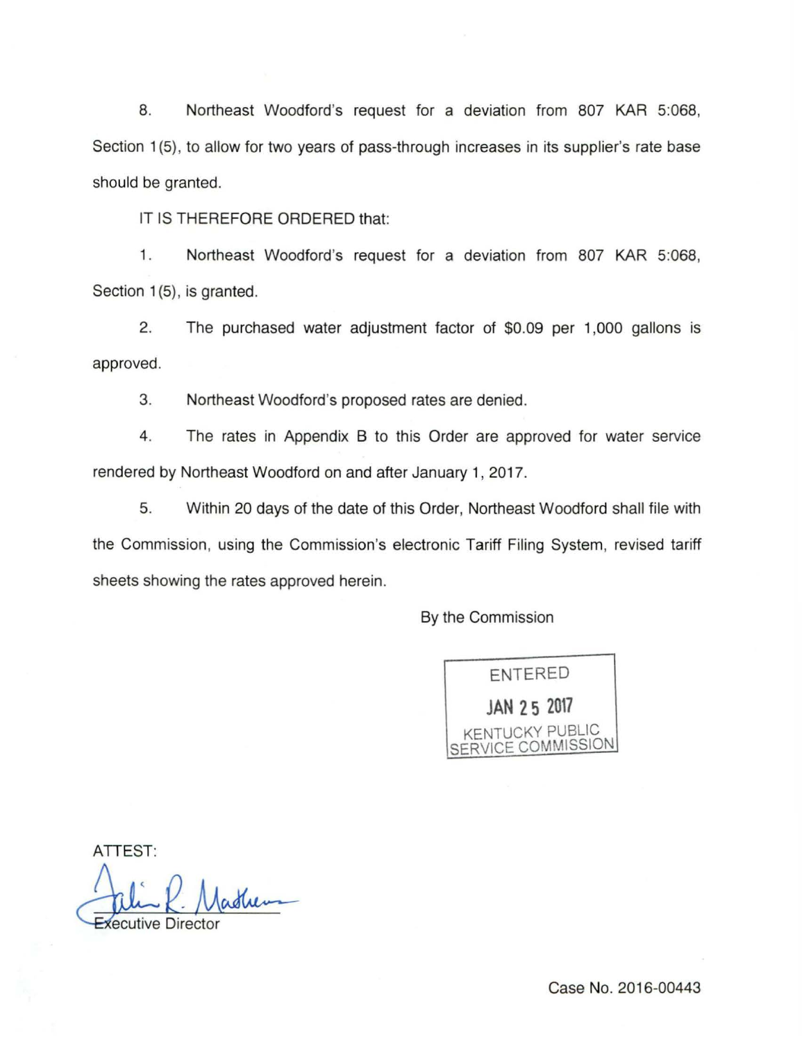8. Northeast Woodford's request for a deviation from 807 KAR 5:068, Section 1(5), to allow for two years of pass-through increases in its supplier's rate base should be granted.

IT IS THEREFORE ORDERED that:

1. Northeast Woodford's request for a deviation from 807 KAR 5:068, Section 1(5), is granted.

2. The purchased water adjustment factor of $0.09 per 1,000 gallons is approved.

3. Northeast Woodford's proposed rates are denied.

4. The rates in Appendix B to this Order are approved for water service rendered by Northeast Woodford on and after January 1, 2017.

5. Within 20 days of the date of this Order, Northeast Woodford shall file with the Commission, using the Commission's electronic Tariff Filing System, revised tariff sheets showing the rates approved herein.

By the Commission

ENTERED
JAN 25 2017
KENTUCKY PUBLIC SERVICE COMMISSION

ATTEST:

Executive Director

Case No. 2016-00443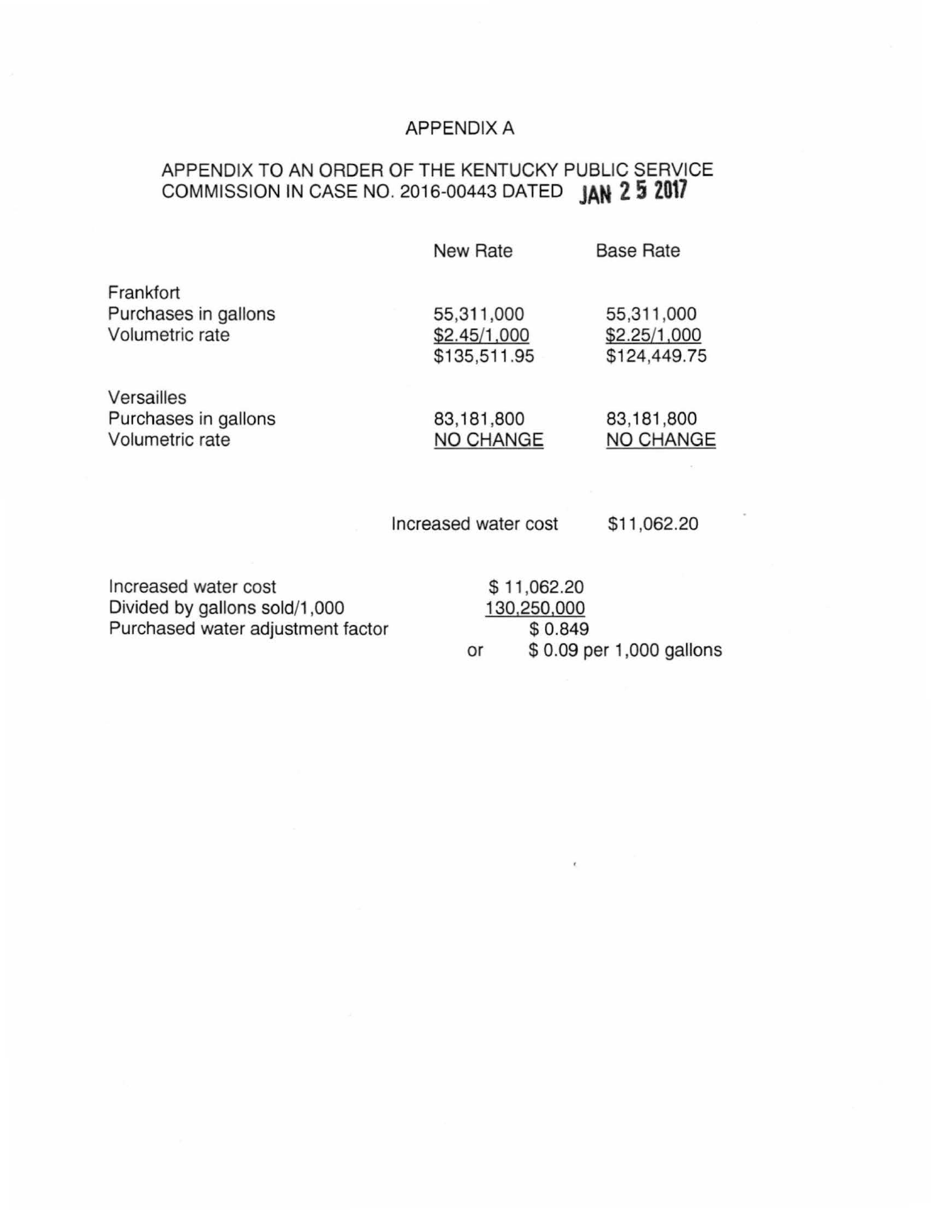APPENDIX A

APPENDIX TO AN ORDER OF THE KENTUCKY PUBLIC SERVICE COMMISSION IN CASE NO. 2016-00443 DATED JAN 25 2017

| | New Rate | Base Rate |
|---|---|---|
| Frankfort | | |
| Purchases in gallons | 55,311,000 | 55,311,000 |
| Volumetric rate | $2.45/1,000 | $2.25/1,000 |
| | $135,511.95 | $124,449.75 |
| Versailles | | |
| Purchases in gallons | 83,181,800 | 83,181,800 |
| Volumetric rate | NO CHANGE | NO CHANGE |
| | Increased water cost | $11,062.20 |

| | | |
|---|---|---|
| Increased water cost | | $ 11,062.20 |
| Divided by gallons sold/1,000 | | 130,250,000 |
| Purchased water adjustment factor | | $ 0.849 |
| | or | $ 0.09 per 1,000 gallons |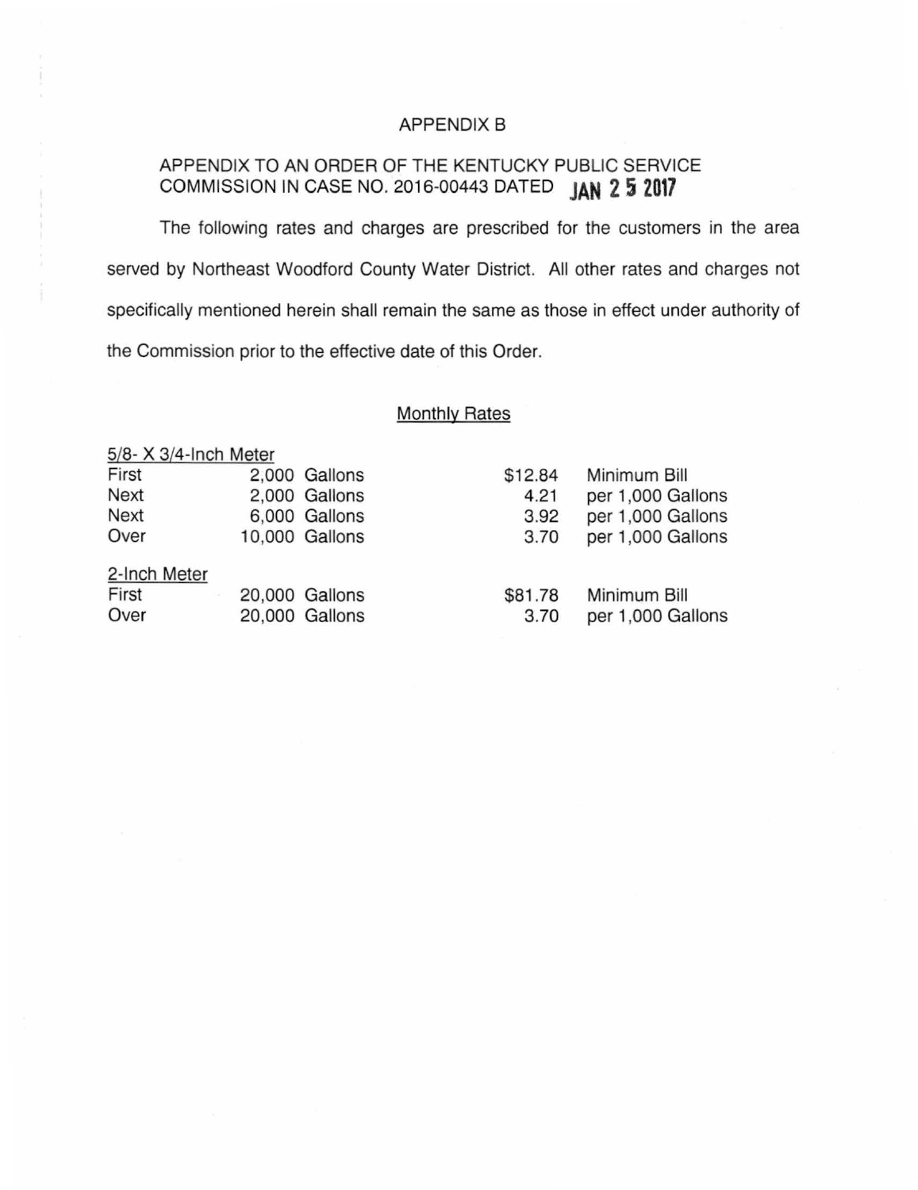APPENDIX B

APPENDIX TO AN ORDER OF THE KENTUCKY PUBLIC SERVICE COMMISSION IN CASE NO. 2016-00443 DATED JAN 25 2017

The following rates and charges are prescribed for the customers in the area served by Northeast Woodford County Water District. All other rates and charges not specifically mentioned herein shall remain the same as those in effect under authority of the Commission prior to the effective date of this Order.

Monthly Rates

5/8- X 3/4-Inch Meter

| | | | |
|---|---|---|---|
| First | 2,000 Gallons | $12.84 | Minimum Bill |
| Next | 2,000 Gallons | 4.21 | per 1,000 Gallons |
| Next | 6,000 Gallons | 3.92 | per 1,000 Gallons |
| Over | 10,000 Gallons | 3.70 | per 1,000 Gallons |

2-Inch Meter

| | | | |
|---|---|---|---|
| First | 20,000 Gallons | $81.78 | Minimum Bill |
| Over | 20,000 Gallons | 3.70 | per 1,000 Gallons |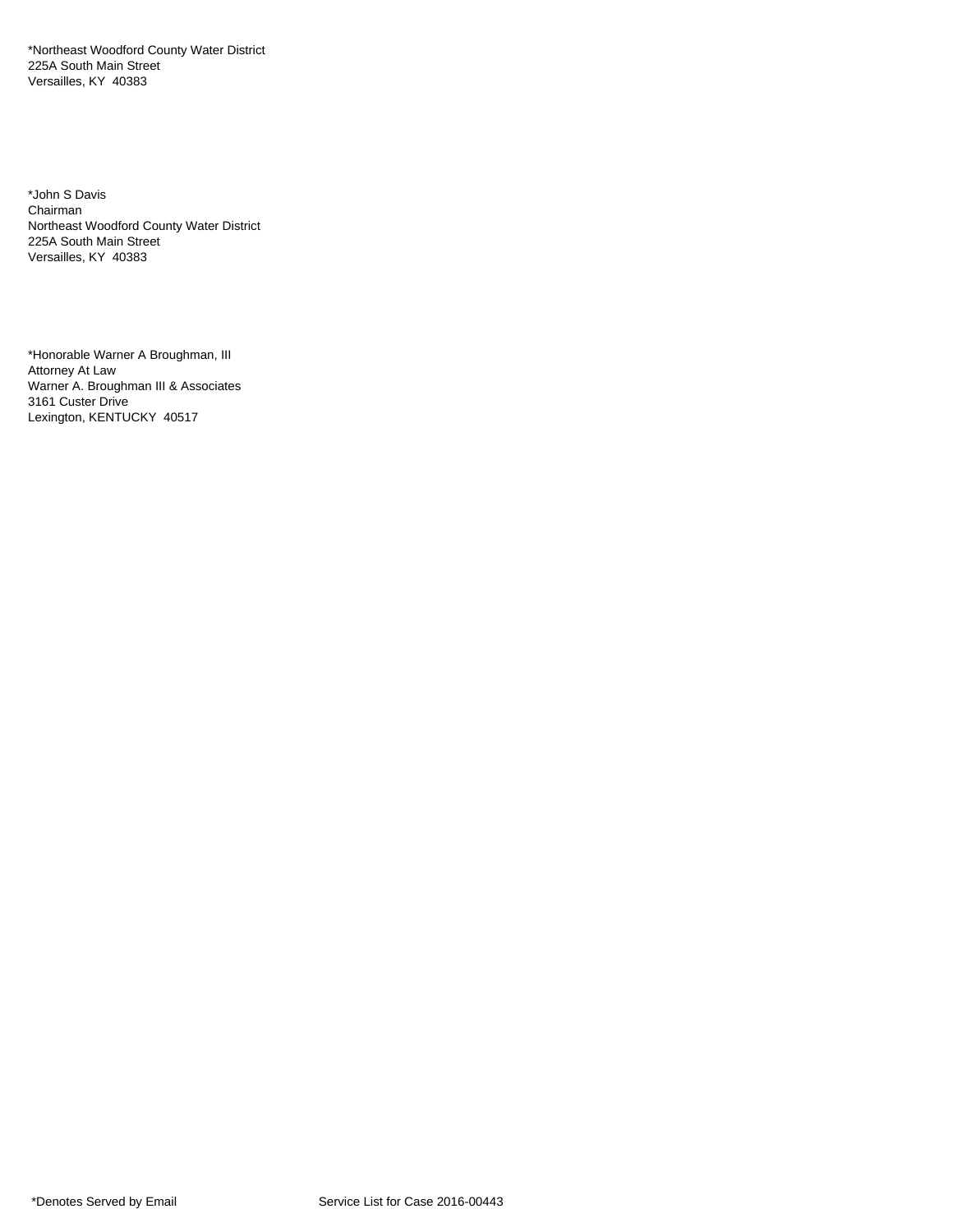*Northeast Woodford County Water District
225A South Main Street
Versailles, KY  40383

*John S Davis
Chairman
Northeast Woodford County Water District
225A South Main Street
Versailles, KY  40383

*Honorable Warner A Broughman, III
Attorney At Law
Warner A. Broughman III & Associates
3161 Custer Drive
Lexington, KENTUCKY  40517

*Denotes Served by Email

Service List for Case 2016-00443